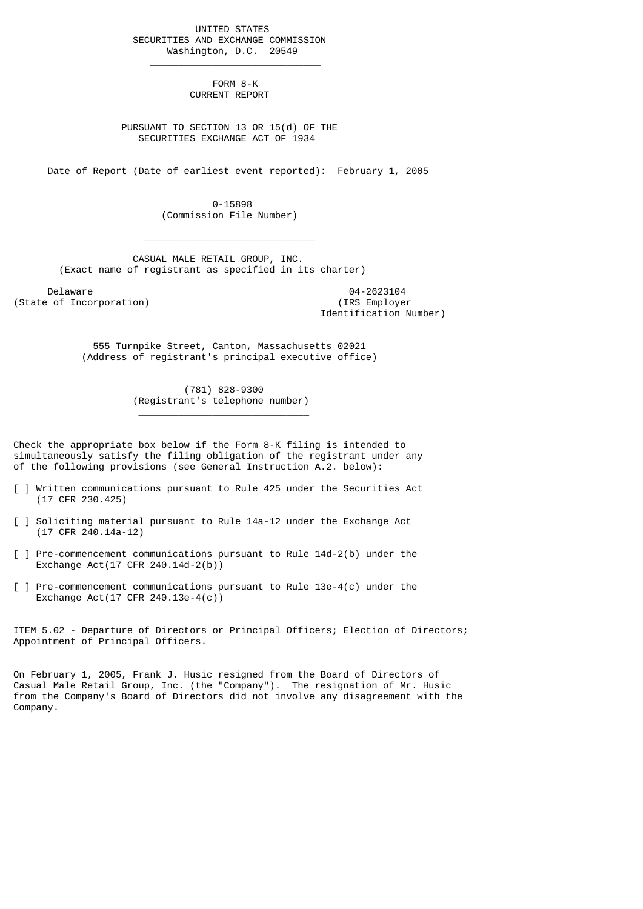UNITED STATES
SECURITIES AND EXCHANGE COMMISSION
Washington, D.C. 20549

---

# FORM 8-K
## CURRENT REPORT

PURSUANT TO SECTION 13 OR 15(d) OF THE
SECURITIES EXCHANGE ACT OF 1934

Date of Report (Date of earliest event reported): February 1, 2005

0-15898
(Commission File Number)

---

CASUAL MALE RETAIL GROUP, INC.
(Exact name of registrant as specified in its charter)

| Delaware | 04-2623104 |
|---|---|
| (State of Incorporation) | (IRS Employer Identification Number) |

555 Turnpike Street, Canton, Massachusetts 02021
(Address of registrant's principal executive office)

(781) 828-9300
(Registrant's telephone number)

---

Check the appropriate box below if the Form 8-K filing is intended to simultaneously satisfy the filing obligation of the registrant under any of the following provisions (see General Instruction A.2. below):

[ ] Written communications pursuant to Rule 425 under the Securities Act (17 CFR 230.425)

[ ] Soliciting material pursuant to Rule 14a-12 under the Exchange Act (17 CFR 240.14a-12)

[ ] Pre-commencement communications pursuant to Rule 14d-2(b) under the Exchange Act(17 CFR 240.14d-2(b))

[ ] Pre-commencement communications pursuant to Rule 13e-4(c) under the Exchange Act(17 CFR 240.13e-4(c))

ITEM 5.02 - Departure of Directors or Principal Officers; Election of Directors; Appointment of Principal Officers.

On February 1, 2005, Frank J. Husic resigned from the Board of Directors of Casual Male Retail Group, Inc. (the "Company"). The resignation of Mr. Husic from the Company's Board of Directors did not involve any disagreement with the Company.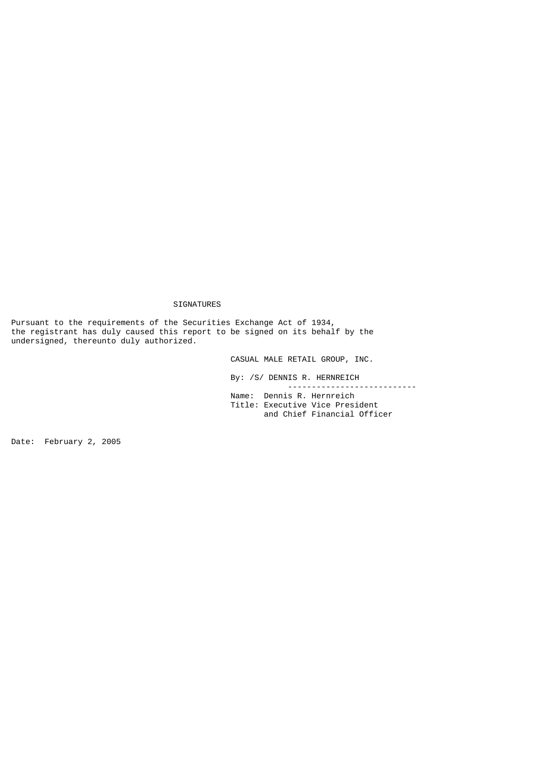## SIGNATURES

Pursuant to the requirements of the Securities Exchange Act of 1934, the registrant has duly caused this report to be signed on its behalf by the undersigned, thereunto duly authorized.

CASUAL MALE RETAIL GROUP, INC.

By: /S/ DENNIS R. HERNREICH

Name: Dennis R. Hernreich
Title: Executive Vice President and Chief Financial Officer

Date: February 2, 2005